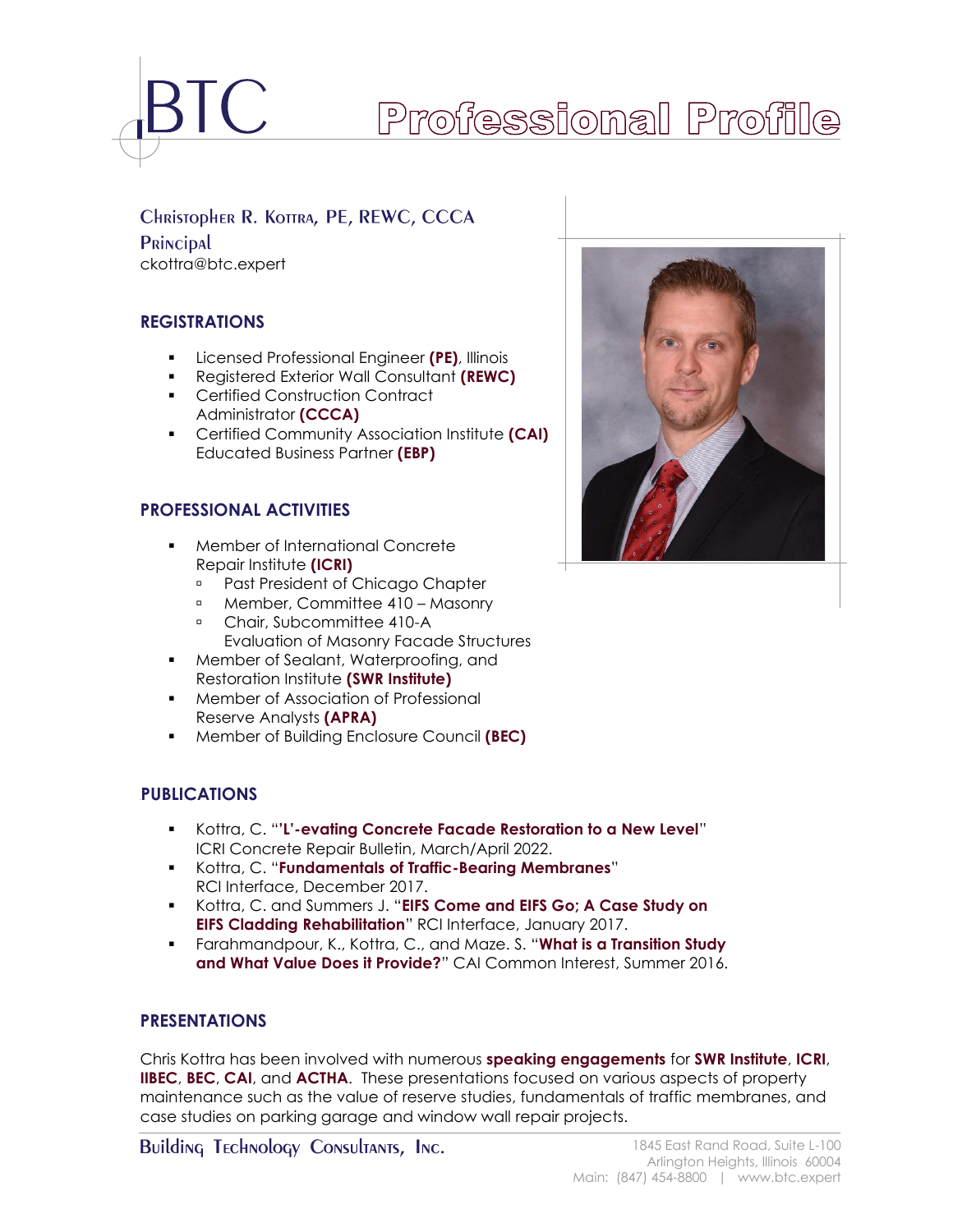# BTC Professional Profile

## Christopher R. Kottra, PE, REWC, CCCA

**Principal**

ckottra@btc.expert

### REGISTRATIONS

- Licensed Professional Engineer **(PE)**, Illinois
- Registered Exterior Wall Consultant **(REWC)**
- Certified Construction Contract Administrator **(CCCA)**
- Certified Community Association Institute **(CAI)** Educated Business Partner **(EBP)**

### PROFESSIONAL ACTIVITIES

- Member of International Concrete Repair Institute **(ICRI)**
  - Past President of Chicago Chapter
  - Member, Committee 410 – Masonry
  - Chair, Subcommittee 410-A Evaluation of Masonry Facade Structures
- Member of Sealant, Waterproofing, and Restoration Institute **(SWR Institute)**
- Member of Association of Professional Reserve Analysts **(APRA)**
- Member of Building Enclosure Council **(BEC)**

### PUBLICATIONS

- Kottra, C. "**'L'-evating Concrete Facade Restoration to a New Level**" ICRI Concrete Repair Bulletin, March/April 2022.
- Kottra, C. "**Fundamentals of Traffic-Bearing Membranes**" RCI Interface, December 2017.
- Kottra, C. and Summers J. "**EIFS Come and EIFS Go; A Case Study on EIFS Cladding Rehabilitation**" RCI Interface, January 2017.
- Farahmandpour, K., Kottra, C., and Maze. S. "**What is a Transition Study and What Value Does it Provide?**" CAI Common Interest, Summer 2016.

### PRESENTATIONS

Chris Kottra has been involved with numerous **speaking engagements** for **SWR Institute**, **ICRI**, **IIBEC**, **BEC**, **CAI**, and **ACTHA**. These presentations focused on various aspects of property maintenance such as the value of reserve studies, fundamentals of traffic membranes, and case studies on parking garage and window wall repair projects.

Building Technology Consultants, Inc.

1845 East Rand Road, Suite L-100
Arlington Heights, Illinois 60004
Main: (847) 454-8800 | www.btc.expert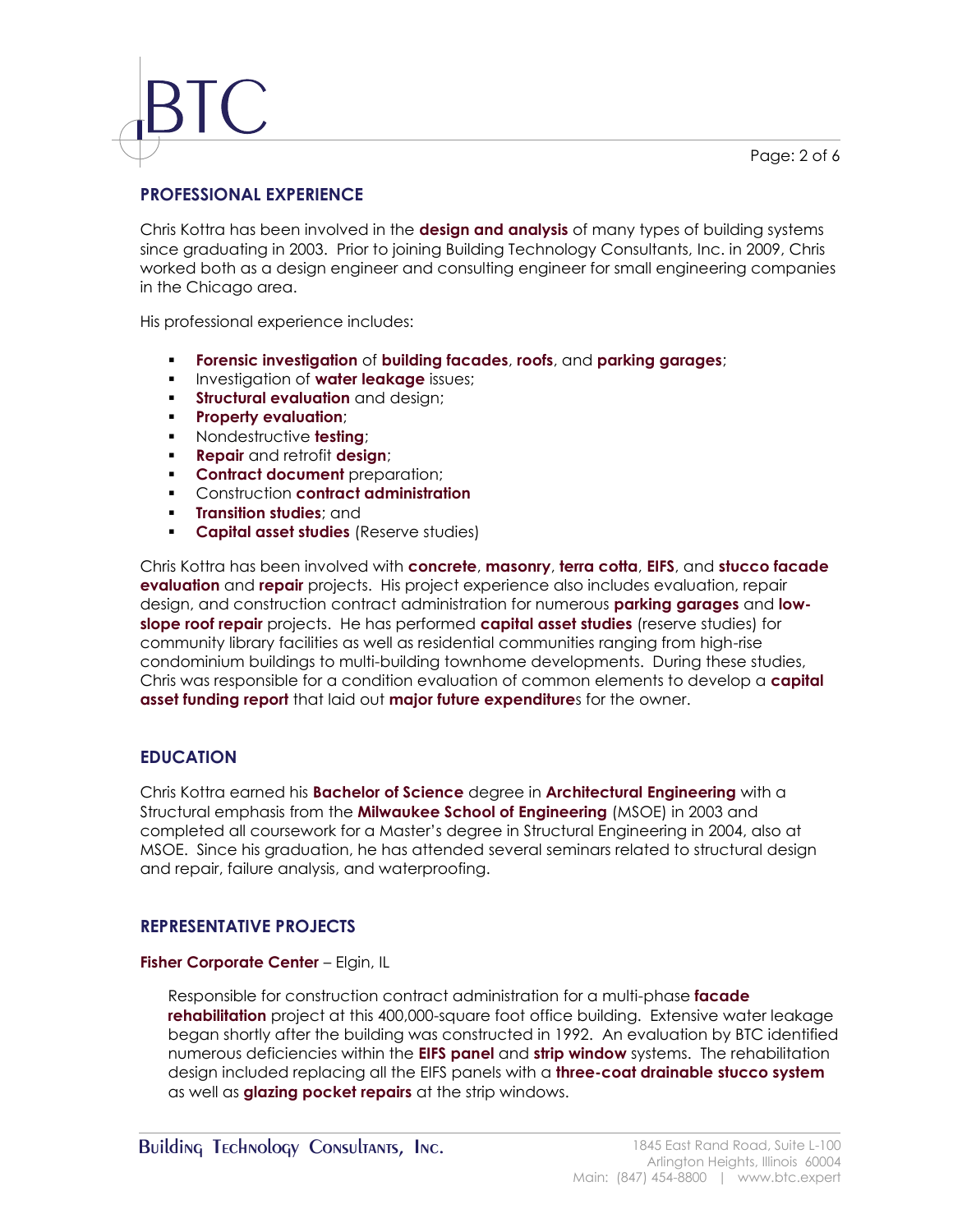## PROFESSIONAL EXPERIENCE

Chris Kottra has been involved in the **design and analysis** of many types of building systems since graduating in 2003. Prior to joining Building Technology Consultants, Inc. in 2009, Chris worked both as a design engineer and consulting engineer for small engineering companies in the Chicago area.

His professional experience includes:

- **Forensic investigation** of **building facades**, **roofs**, and **parking garages**;
- Investigation of **water leakage** issues;
- **Structural evaluation** and design;
- **Property evaluation**;
- Nondestructive **testing**;
- **Repair** and retrofit **design**;
- **Contract document** preparation;
- Construction **contract administration**
- **Transition studies**; and
- **Capital asset studies** (Reserve studies)

Chris Kottra has been involved with **concrete**, **masonry**, **terra cotta**, **EIFS**, and **stucco facade evaluation** and **repair** projects. His project experience also includes evaluation, repair design, and construction contract administration for numerous **parking garages** and **low-slope roof repair** projects. He has performed **capital asset studies** (reserve studies) for community library facilities as well as residential communities ranging from high-rise condominium buildings to multi-building townhome developments. During these studies, Chris was responsible for a condition evaluation of common elements to develop a **capital asset funding report** that laid out **major future expenditure**s for the owner.

## EDUCATION

Chris Kottra earned his **Bachelor of Science** degree in **Architectural Engineering** with a Structural emphasis from the **Milwaukee School of Engineering** (MSOE) in 2003 and completed all coursework for a Master's degree in Structural Engineering in 2004, also at MSOE. Since his graduation, he has attended several seminars related to structural design and repair, failure analysis, and waterproofing.

## REPRESENTATIVE PROJECTS

**Fisher Corporate Center** – Elgin, IL

Responsible for construction contract administration for a multi-phase **facade rehabilitation** project at this 400,000-square foot office building. Extensive water leakage began shortly after the building was constructed in 1992. An evaluation by BTC identified numerous deficiencies within the **EIFS panel** and **strip window** systems. The rehabilitation design included replacing all the EIFS panels with a **three-coat drainable stucco system** as well as **glazing pocket repairs** at the strip windows.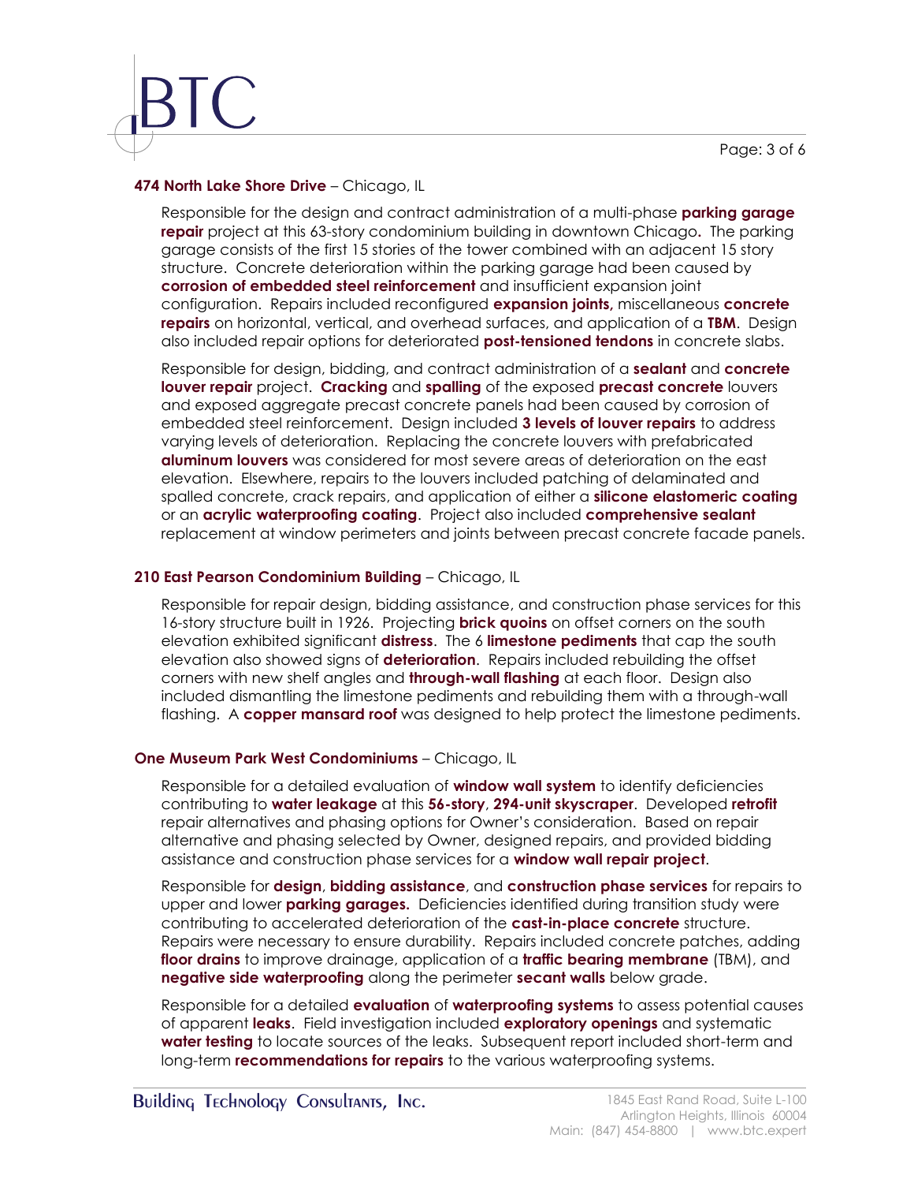**474 North Lake Shore Drive** – Chicago, IL

Responsible for the design and contract administration of a multi-phase **parking garage repair** project at this 63-story condominium building in downtown Chicago**.** The parking garage consists of the first 15 stories of the tower combined with an adjacent 15 story structure. Concrete deterioration within the parking garage had been caused by **corrosion of embedded steel reinforcement** and insufficient expansion joint configuration. Repairs included reconfigured **expansion joints,** miscellaneous **concrete repairs** on horizontal, vertical, and overhead surfaces, and application of a **TBM**. Design also included repair options for deteriorated **post-tensioned tendons** in concrete slabs.

Responsible for design, bidding, and contract administration of a **sealant** and **concrete louver repair** project. **Cracking** and **spalling** of the exposed **precast concrete** louvers and exposed aggregate precast concrete panels had been caused by corrosion of embedded steel reinforcement. Design included **3 levels of louver repairs** to address varying levels of deterioration. Replacing the concrete louvers with prefabricated **aluminum louvers** was considered for most severe areas of deterioration on the east elevation. Elsewhere, repairs to the louvers included patching of delaminated and spalled concrete, crack repairs, and application of either a **silicone elastomeric coating** or an **acrylic waterproofing coating**. Project also included **comprehensive sealant** replacement at window perimeters and joints between precast concrete facade panels.

**210 East Pearson Condominium Building** – Chicago, IL

Responsible for repair design, bidding assistance, and construction phase services for this 16-story structure built in 1926. Projecting **brick quoins** on offset corners on the south elevation exhibited significant **distress**. The 6 **limestone pediments** that cap the south elevation also showed signs of **deterioration**. Repairs included rebuilding the offset corners with new shelf angles and **through-wall flashing** at each floor. Design also included dismantling the limestone pediments and rebuilding them with a through-wall flashing. A **copper mansard roof** was designed to help protect the limestone pediments.

**One Museum Park West Condominiums** – Chicago, IL

Responsible for a detailed evaluation of **window wall system** to identify deficiencies contributing to **water leakage** at this **56-story**, **294-unit skyscraper**. Developed **retrofit** repair alternatives and phasing options for Owner's consideration. Based on repair alternative and phasing selected by Owner, designed repairs, and provided bidding assistance and construction phase services for a **window wall repair project**.

Responsible for **design**, **bidding assistance**, and **construction phase services** for repairs to upper and lower **parking garages.** Deficiencies identified during transition study were contributing to accelerated deterioration of the **cast-in-place concrete** structure. Repairs were necessary to ensure durability. Repairs included concrete patches, adding **floor drains** to improve drainage, application of a **traffic bearing membrane** (TBM), and **negative side waterproofing** along the perimeter **secant walls** below grade.

Responsible for a detailed **evaluation** of **waterproofing systems** to assess potential causes of apparent **leaks**. Field investigation included **exploratory openings** and systematic **water testing** to locate sources of the leaks. Subsequent report included short-term and long-term **recommendations for repairs** to the various waterproofing systems.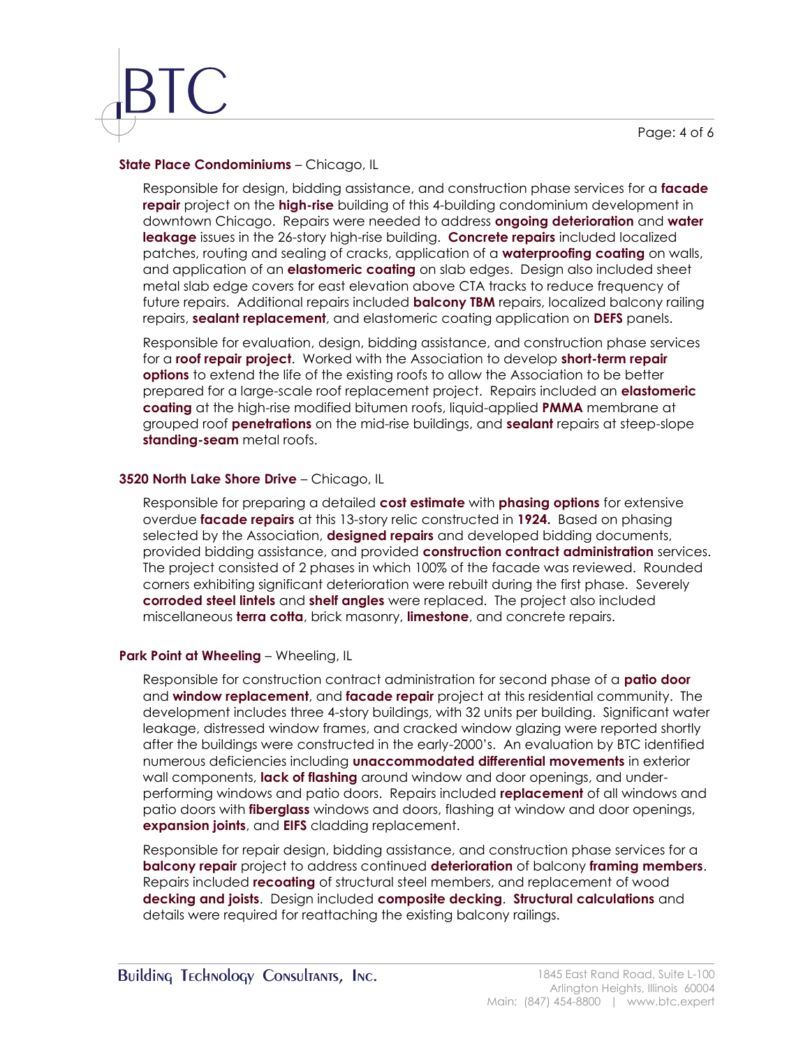**State Place Condominiums** – Chicago, IL

Responsible for design, bidding assistance, and construction phase services for a **facade repair** project on the **high-rise** building of this 4-building condominium development in downtown Chicago. Repairs were needed to address **ongoing deterioration** and **water leakage** issues in the 26-story high-rise building. **Concrete repairs** included localized patches, routing and sealing of cracks, application of a **waterproofing coating** on walls, and application of an **elastomeric coating** on slab edges. Design also included sheet metal slab edge covers for east elevation above CTA tracks to reduce frequency of future repairs. Additional repairs included **balcony TBM** repairs, localized balcony railing repairs, **sealant replacement**, and elastomeric coating application on **DEFS** panels.

Responsible for evaluation, design, bidding assistance, and construction phase services for a **roof repair project**. Worked with the Association to develop **short-term repair options** to extend the life of the existing roofs to allow the Association to be better prepared for a large-scale roof replacement project. Repairs included an **elastomeric coating** at the high-rise modified bitumen roofs, liquid-applied **PMMA** membrane at grouped roof **penetrations** on the mid-rise buildings, and **sealant** repairs at steep-slope **standing-seam** metal roofs.

**3520 North Lake Shore Drive** – Chicago, IL

Responsible for preparing a detailed **cost estimate** with **phasing options** for extensive overdue **facade repairs** at this 13-story relic constructed in **1924.** Based on phasing selected by the Association, **designed repairs** and developed bidding documents, provided bidding assistance, and provided **construction contract administration** services. The project consisted of 2 phases in which 100% of the facade was reviewed. Rounded corners exhibiting significant deterioration were rebuilt during the first phase. Severely **corroded steel lintels** and **shelf angles** were replaced. The project also included miscellaneous **terra cotta**, brick masonry, **limestone**, and concrete repairs.

**Park Point at Wheeling** – Wheeling, IL

Responsible for construction contract administration for second phase of a **patio door** and **window replacement**, and **facade repair** project at this residential community. The development includes three 4-story buildings, with 32 units per building. Significant water leakage, distressed window frames, and cracked window glazing were reported shortly after the buildings were constructed in the early-2000's. An evaluation by BTC identified numerous deficiencies including **unaccommodated differential movements** in exterior wall components, **lack of flashing** around window and door openings, and under-performing windows and patio doors. Repairs included **replacement** of all windows and patio doors with **fiberglass** windows and doors, flashing at window and door openings, **expansion joints**, and **EIFS** cladding replacement.

Responsible for repair design, bidding assistance, and construction phase services for a **balcony repair** project to address continued **deterioration** of balcony **framing members**. Repairs included **recoating** of structural steel members, and replacement of wood **decking and joists**. Design included **composite decking**. **Structural calculations** and details were required for reattaching the existing balcony railings.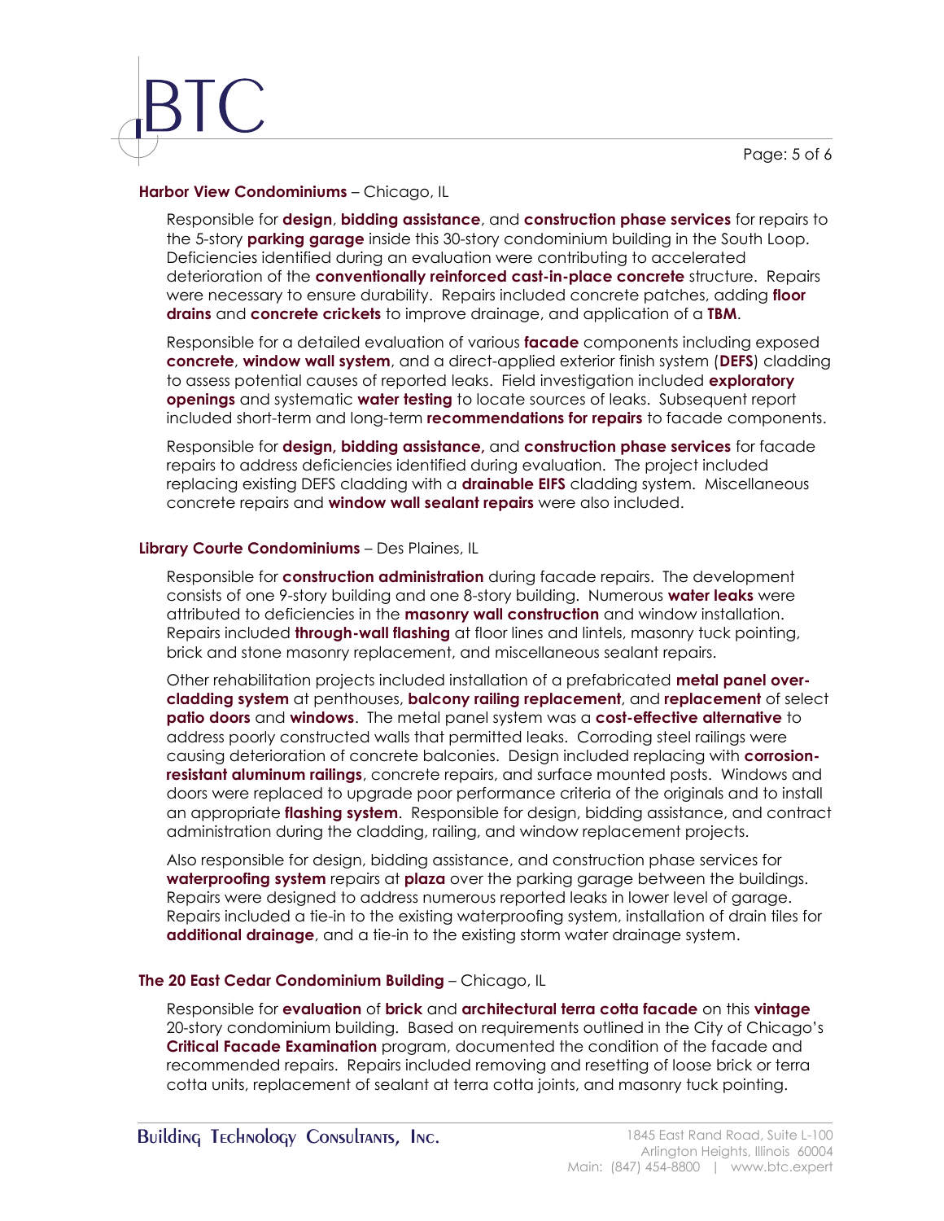**Harbor View Condominiums** – Chicago, IL

Responsible for **design**, **bidding assistance**, and **construction phase services** for repairs to the 5-story **parking garage** inside this 30-story condominium building in the South Loop. Deficiencies identified during an evaluation were contributing to accelerated deterioration of the **conventionally reinforced cast-in-place concrete** structure. Repairs were necessary to ensure durability. Repairs included concrete patches, adding **floor drains** and **concrete crickets** to improve drainage, and application of a **TBM**.

Responsible for a detailed evaluation of various **facade** components including exposed **concrete**, **window wall system**, and a direct-applied exterior finish system (**DEFS**) cladding to assess potential causes of reported leaks. Field investigation included **exploratory openings** and systematic **water testing** to locate sources of leaks. Subsequent report included short-term and long-term **recommendations for repairs** to facade components.

Responsible for **design, bidding assistance,** and **construction phase services** for facade repairs to address deficiencies identified during evaluation. The project included replacing existing DEFS cladding with a **drainable EIFS** cladding system. Miscellaneous concrete repairs and **window wall sealant repairs** were also included.

**Library Courte Condominiums** – Des Plaines, IL

Responsible for **construction administration** during facade repairs. The development consists of one 9-story building and one 8-story building. Numerous **water leaks** were attributed to deficiencies in the **masonry wall construction** and window installation. Repairs included **through-wall flashing** at floor lines and lintels, masonry tuck pointing, brick and stone masonry replacement, and miscellaneous sealant repairs.

Other rehabilitation projects included installation of a prefabricated **metal panel over-cladding system** at penthouses, **balcony railing replacement**, and **replacement** of select **patio doors** and **windows**. The metal panel system was a **cost-effective alternative** to address poorly constructed walls that permitted leaks. Corroding steel railings were causing deterioration of concrete balconies. Design included replacing with **corrosion-resistant aluminum railings**, concrete repairs, and surface mounted posts. Windows and doors were replaced to upgrade poor performance criteria of the originals and to install an appropriate **flashing system**. Responsible for design, bidding assistance, and contract administration during the cladding, railing, and window replacement projects.

Also responsible for design, bidding assistance, and construction phase services for **waterproofing system** repairs at **plaza** over the parking garage between the buildings. Repairs were designed to address numerous reported leaks in lower level of garage. Repairs included a tie-in to the existing waterproofing system, installation of drain tiles for **additional drainage**, and a tie-in to the existing storm water drainage system.

**The 20 East Cedar Condominium Building** – Chicago, IL

Responsible for **evaluation** of **brick** and **architectural terra cotta facade** on this **vintage** 20-story condominium building. Based on requirements outlined in the City of Chicago's **Critical Facade Examination** program, documented the condition of the facade and recommended repairs. Repairs included removing and resetting of loose brick or terra cotta units, replacement of sealant at terra cotta joints, and masonry tuck pointing.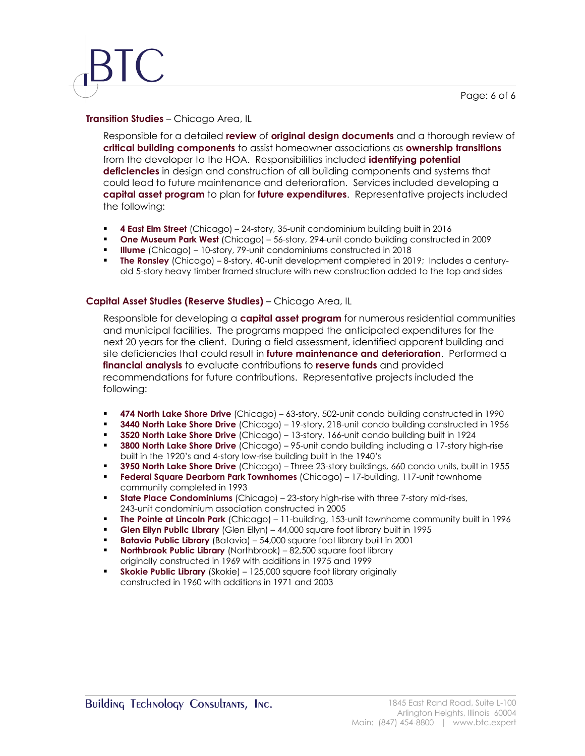**Transition Studies** – Chicago Area, IL

Responsible for a detailed **review** of **original design documents** and a thorough review of **critical building components** to assist homeowner associations as **ownership transitions** from the developer to the HOA. Responsibilities included **identifying potential deficiencies** in design and construction of all building components and systems that could lead to future maintenance and deterioration. Services included developing a **capital asset program** to plan for **future expenditures**. Representative projects included the following:

- **4 East Elm Street** (Chicago) – 24-story, 35-unit condominium building built in 2016
- **One Museum Park West** (Chicago) – 56-story, 294-unit condo building constructed in 2009
- **Illume** (Chicago) – 10-story, 79-unit condominiums constructed in 2018
- **The Ronsley** (Chicago) – 8-story, 40-unit development completed in 2019; Includes a century-old 5-story heavy timber framed structure with new construction added to the top and sides

**Capital Asset Studies (Reserve Studies)** – Chicago Area, IL

Responsible for developing a **capital asset program** for numerous residential communities and municipal facilities. The programs mapped the anticipated expenditures for the next 20 years for the client. During a field assessment, identified apparent building and site deficiencies that could result in **future maintenance and deterioration**. Performed a **financial analysis** to evaluate contributions to **reserve funds** and provided recommendations for future contributions. Representative projects included the following:

- **474 North Lake Shore Drive** (Chicago) – 63-story, 502-unit condo building constructed in 1990
- **3440 North Lake Shore Drive** (Chicago) – 19-story, 218-unit condo building constructed in 1956
- **3520 North Lake Shore Drive** (Chicago) – 13-story, 166-unit condo building built in 1924
- **3800 North Lake Shore Drive** (Chicago) – 95-unit condo building including a 17-story high-rise built in the 1920's and 4-story low-rise building built in the 1940's
- **3950 North Lake Shore Drive** (Chicago) – Three 23-story buildings, 660 condo units, built in 1955
- **Federal Square Dearborn Park Townhomes** (Chicago) – 17-building, 117-unit townhome community completed in 1993
- **State Place Condominiums** (Chicago) – 23-story high-rise with three 7-story mid-rises, 243-unit condominium association constructed in 2005
- **The Pointe at Lincoln Park** (Chicago) – 11-building, 153-unit townhome community built in 1996
- **Glen Ellyn Public Library** (Glen Ellyn) – 44,000 square foot library built in 1995
- **Batavia Public Library** (Batavia) – 54,000 square foot library built in 2001
- **Northbrook Public Library** (Northbrook) – 82,500 square foot library originally constructed in 1969 with additions in 1975 and 1999
- **Skokie Public Library** (Skokie) – 125,000 square foot library originally constructed in 1960 with additions in 1971 and 2003